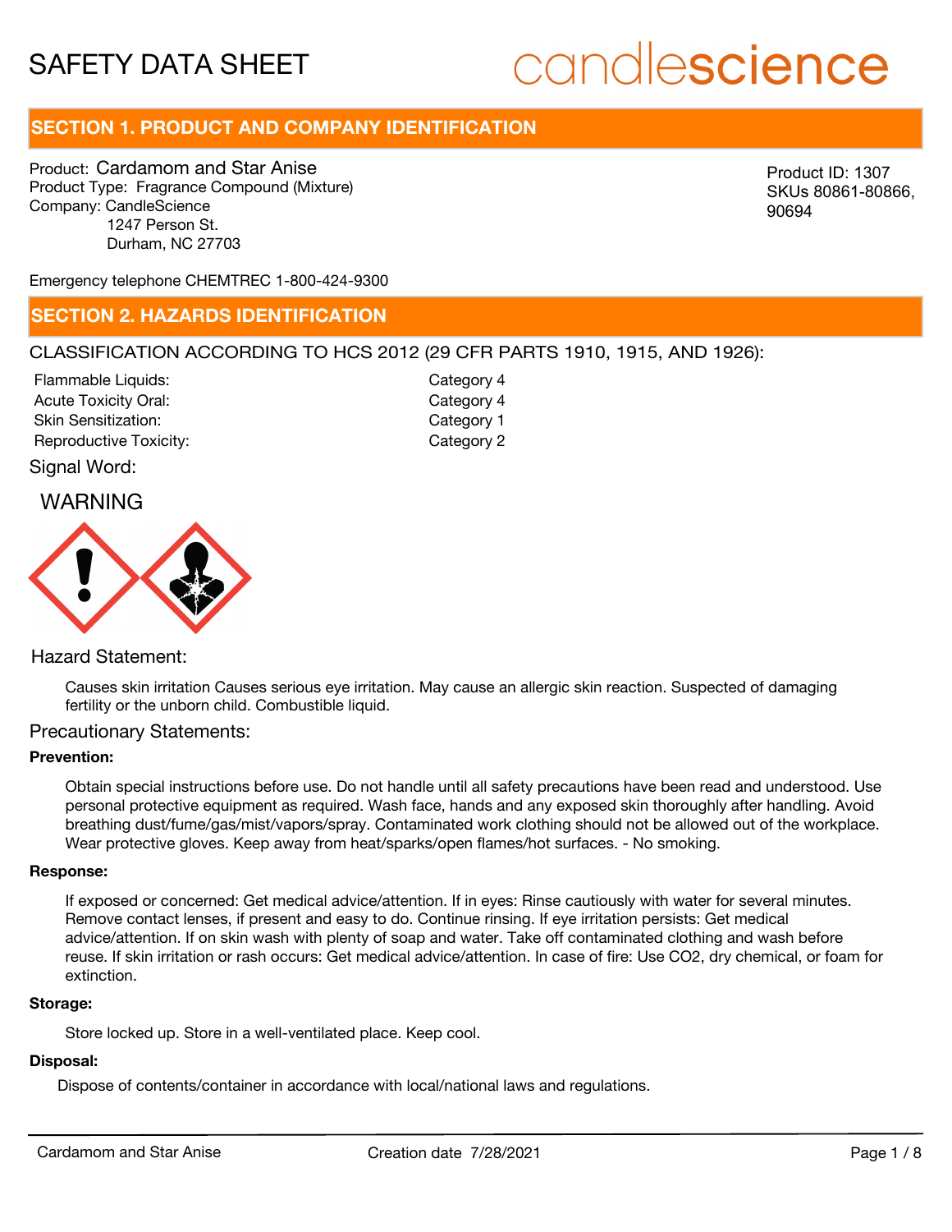# SAFETY DATA SHEET

candlescience

## SECTION 1. PRODUCT AND COMPANY IDENTIFICATION

Product: Cardamom and Star Anise
Product Type: Fragrance Compound (Mixture)
Company: CandleScience
1247 Person St.
Durham, NC 27703

Product ID: 1307
SKUs 80861-80866, 90694

Emergency telephone CHEMTREC 1-800-424-9300

## SECTION 2. HAZARDS IDENTIFICATION

CLASSIFICATION ACCORDING TO HCS 2012 (29 CFR PARTS 1910, 1915, AND 1926):

| | |
|---|---|
| Flammable Liquids: | Category 4 |
| Acute Toxicity Oral: | Category 4 |
| Skin Sensitization: | Category 1 |
| Reproductive Toxicity: | Category 2 |

Signal Word:

WARNING

Hazard Statement:

Causes skin irritation Causes serious eye irritation. May cause an allergic skin reaction. Suspected of damaging fertility or the unborn child. Combustible liquid.

Precautionary Statements:

**Prevention:**

Obtain special instructions before use. Do not handle until all safety precautions have been read and understood. Use personal protective equipment as required. Wash face, hands and any exposed skin thoroughly after handling. Avoid breathing dust/fume/gas/mist/vapors/spray. Contaminated work clothing should not be allowed out of the workplace. Wear protective gloves. Keep away from heat/sparks/open flames/hot surfaces. - No smoking.

**Response:**

If exposed or concerned: Get medical advice/attention. If in eyes: Rinse cautiously with water for several minutes. Remove contact lenses, if present and easy to do. Continue rinsing. If eye irritation persists: Get medical advice/attention. If on skin wash with plenty of soap and water. Take off contaminated clothing and wash before reuse. If skin irritation or rash occurs: Get medical advice/attention. In case of fire: Use CO2, dry chemical, or foam for extinction.

**Storage:**

Store locked up. Store in a well-ventilated place. Keep cool.

**Disposal:**

Dispose of contents/container in accordance with local/national laws and regulations.

Cardamom and Star Anise | Creation date 7/28/2021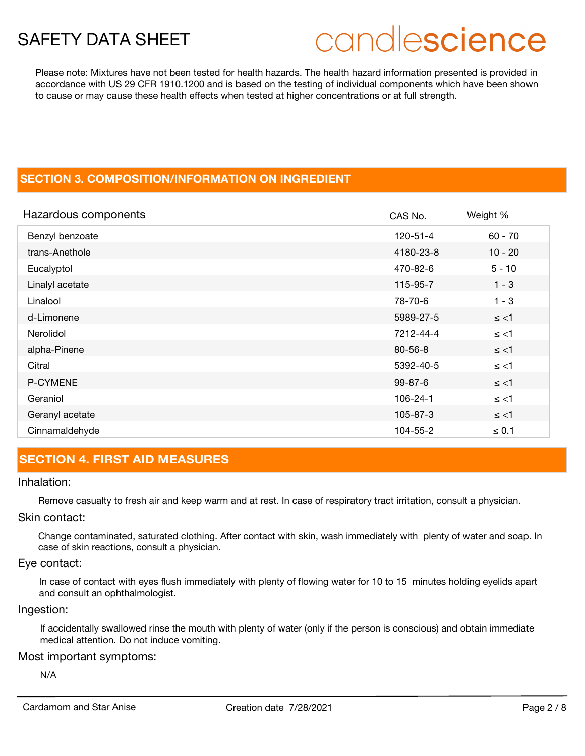Please note: Mixtures have not been tested for health hazards. The health hazard information presented is provided in accordance with US 29 CFR 1910.1200 and is based on the testing of individual components which have been shown to cause or may cause these health effects when tested at higher concentrations or at full strength.

## SECTION 3. COMPOSITION/INFORMATION ON INGREDIENT

| Hazardous components | CAS No. | Weight % |
|---|---|---|
| Benzyl benzoate | 120-51-4 | 60 - 70 |
| trans-Anethole | 4180-23-8 | 10 - 20 |
| Eucalyptol | 470-82-6 | 5 - 10 |
| Linalyl acetate | 115-95-7 | 1 - 3 |
| Linalool | 78-70-6 | 1 - 3 |
| d-Limonene | 5989-27-5 | ≤ <1 |
| Nerolidol | 7212-44-4 | ≤ <1 |
| alpha-Pinene | 80-56-8 | ≤ <1 |
| Citral | 5392-40-5 | ≤ <1 |
| P-CYMENE | 99-87-6 | ≤ <1 |
| Geraniol | 106-24-1 | ≤ <1 |
| Geranyl acetate | 105-87-3 | ≤ <1 |
| Cinnamaldehyde | 104-55-2 | ≤ 0.1 |

## SECTION 4. FIRST AID MEASURES

### Inhalation:

Remove casualty to fresh air and keep warm and at rest. In case of respiratory tract irritation, consult a physician.

### Skin contact:

Change contaminated, saturated clothing. After contact with skin, wash immediately with plenty of water and soap. In case of skin reactions, consult a physician.

### Eye contact:

In case of contact with eyes flush immediately with plenty of flowing water for 10 to 15 minutes holding eyelids apart and consult an ophthalmologist.

### Ingestion:

If accidentally swallowed rinse the mouth with plenty of water (only if the person is conscious) and obtain immediate medical attention. Do not induce vomiting.

### Most important symptoms:

N/A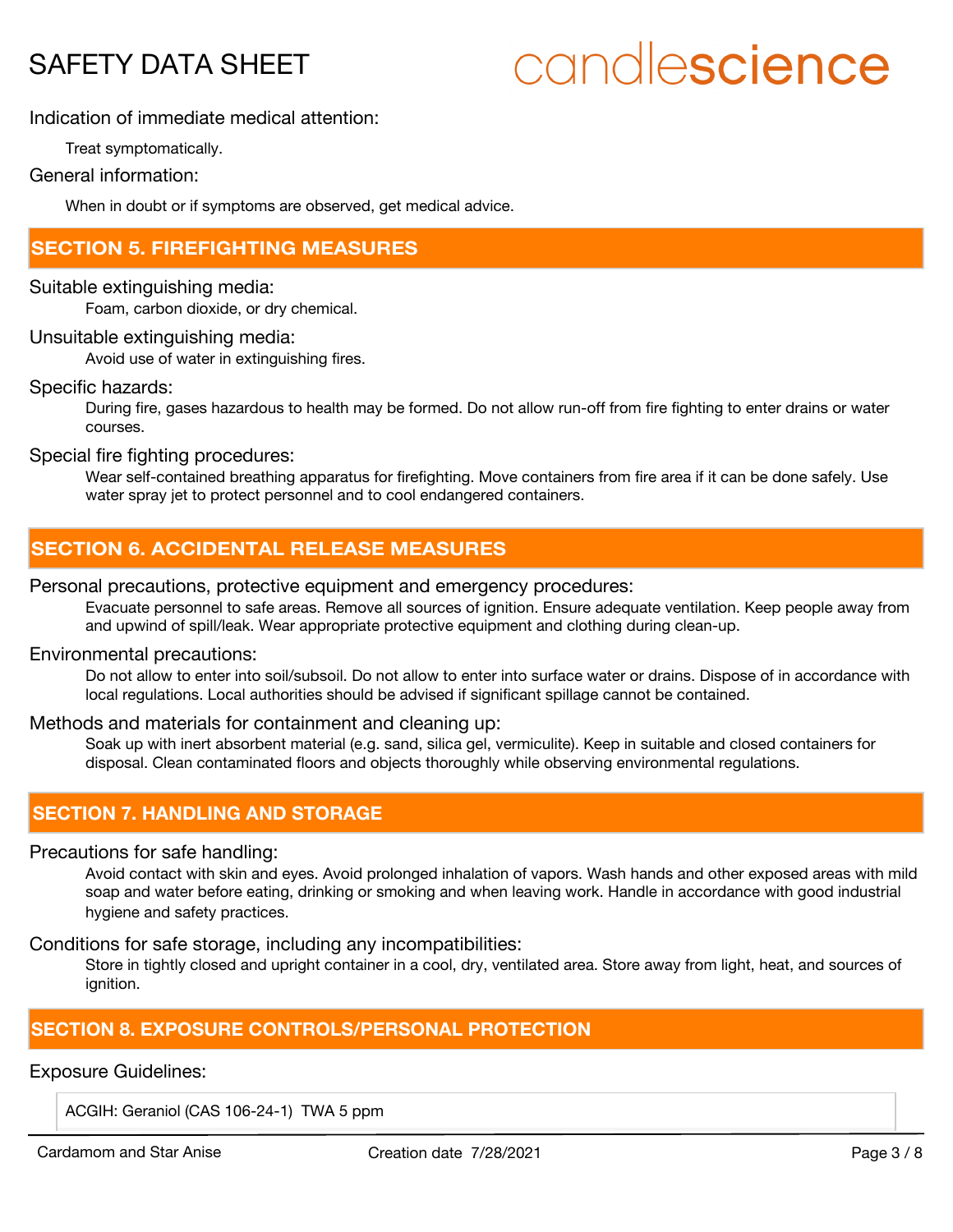Indication of immediate medical attention:

Treat symptomatically.

General information:

When in doubt or if symptoms are observed, get medical advice.

## SECTION 5. FIREFIGHTING MEASURES

Suitable extinguishing media:

Foam, carbon dioxide, or dry chemical.

Unsuitable extinguishing media:

Avoid use of water in extinguishing fires.

Specific hazards:

During fire, gases hazardous to health may be formed. Do not allow run-off from fire fighting to enter drains or water courses.

Special fire fighting procedures:

Wear self-contained breathing apparatus for firefighting. Move containers from fire area if it can be done safely. Use water spray jet to protect personnel and to cool endangered containers.

## SECTION 6. ACCIDENTAL RELEASE MEASURES

Personal precautions, protective equipment and emergency procedures:

Evacuate personnel to safe areas. Remove all sources of ignition. Ensure adequate ventilation. Keep people away from and upwind of spill/leak. Wear appropriate protective equipment and clothing during clean-up.

Environmental precautions:

Do not allow to enter into soil/subsoil. Do not allow to enter into surface water or drains. Dispose of in accordance with local regulations. Local authorities should be advised if significant spillage cannot be contained.

Methods and materials for containment and cleaning up:

Soak up with inert absorbent material (e.g. sand, silica gel, vermiculite). Keep in suitable and closed containers for disposal. Clean contaminated floors and objects thoroughly while observing environmental regulations.

## SECTION 7. HANDLING AND STORAGE

Precautions for safe handling:

Avoid contact with skin and eyes. Avoid prolonged inhalation of vapors. Wash hands and other exposed areas with mild soap and water before eating, drinking or smoking and when leaving work. Handle in accordance with good industrial hygiene and safety practices.

Conditions for safe storage, including any incompatibilities:

Store in tightly closed and upright container in a cool, dry, ventilated area. Store away from light, heat, and sources of ignition.

## SECTION 8. EXPOSURE CONTROLS/PERSONAL PROTECTION

Exposure Guidelines:

ACGIH: Geraniol (CAS 106-24-1) TWA 5 ppm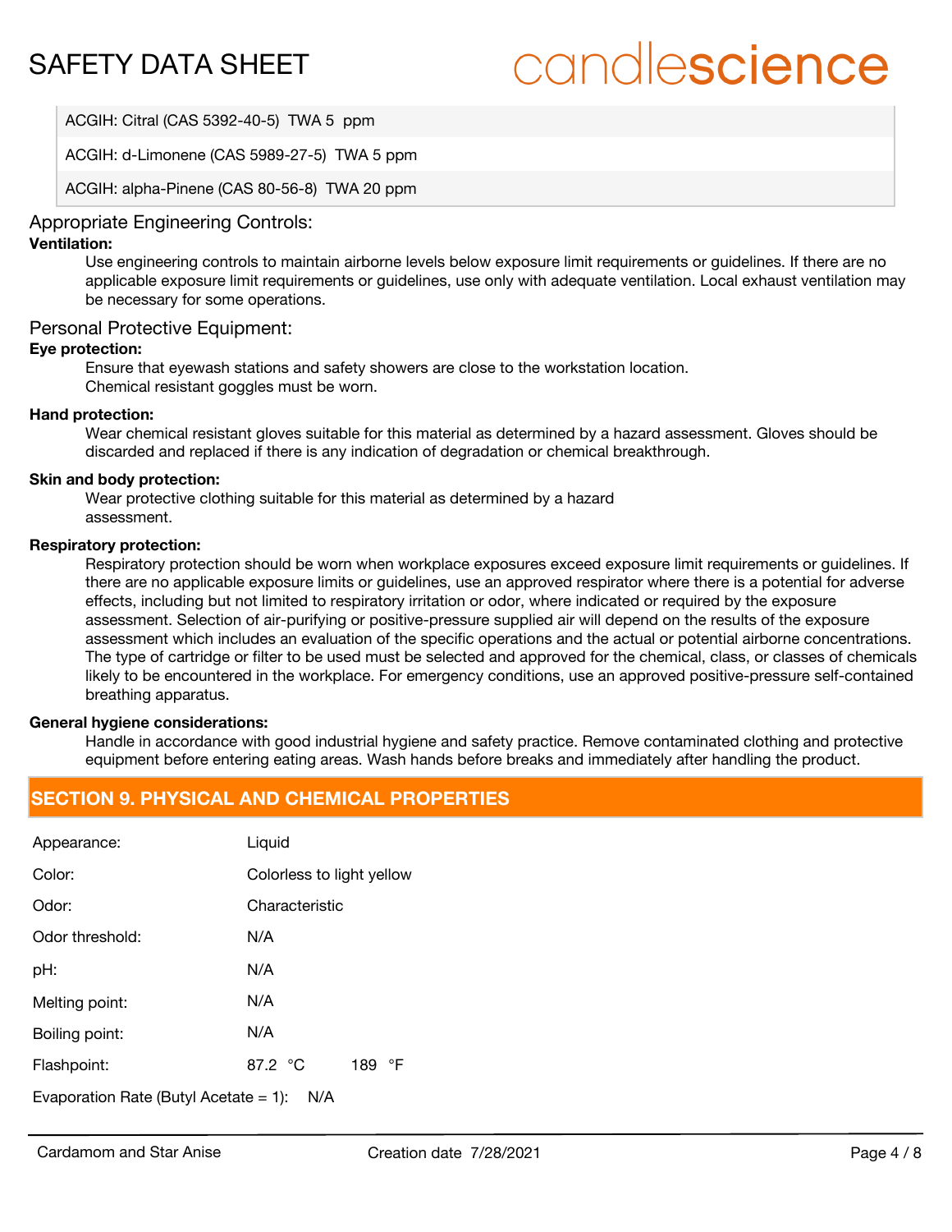| |
|---|
| ACGIH: Citral (CAS 5392-40-5) TWA 5 ppm |
| ACGIH: d-Limonene (CAS 5989-27-5) TWA 5 ppm |
| ACGIH: alpha-Pinene (CAS 80-56-8) TWA 20 ppm |

### Appropriate Engineering Controls:

**Ventilation:**

Use engineering controls to maintain airborne levels below exposure limit requirements or guidelines. If there are no applicable exposure limit requirements or guidelines, use only with adequate ventilation. Local exhaust ventilation may be necessary for some operations.

### Personal Protective Equipment:

**Eye protection:**

Ensure that eyewash stations and safety showers are close to the workstation location.
Chemical resistant goggles must be worn.

**Hand protection:**

Wear chemical resistant gloves suitable for this material as determined by a hazard assessment. Gloves should be discarded and replaced if there is any indication of degradation or chemical breakthrough.

**Skin and body protection:**

Wear protective clothing suitable for this material as determined by a hazard assessment.

**Respiratory protection:**

Respiratory protection should be worn when workplace exposures exceed exposure limit requirements or guidelines. If there are no applicable exposure limits or guidelines, use an approved respirator where there is a potential for adverse effects, including but not limited to respiratory irritation or odor, where indicated or required by the exposure assessment. Selection of air-purifying or positive-pressure supplied air will depend on the results of the exposure assessment which includes an evaluation of the specific operations and the actual or potential airborne concentrations. The type of cartridge or filter to be used must be selected and approved for the chemical, class, or classes of chemicals likely to be encountered in the workplace. For emergency conditions, use an approved positive-pressure self-contained breathing apparatus.

**General hygiene considerations:**

Handle in accordance with good industrial hygiene and safety practice. Remove contaminated clothing and protective equipment before entering eating areas. Wash hands before breaks and immediately after handling the product.

## SECTION 9. PHYSICAL AND CHEMICAL PROPERTIES

| Property | Value |
|---|---|
| Appearance: | Liquid |
| Color: | Colorless to light yellow |
| Odor: | Characteristic |
| Odor threshold: | N/A |
| pH: | N/A |
| Melting point: | N/A |
| Boiling point: | N/A |
| Flashpoint: | 87.2 °C 189 °F |
| Evaporation Rate (Butyl Acetate = 1): | N/A |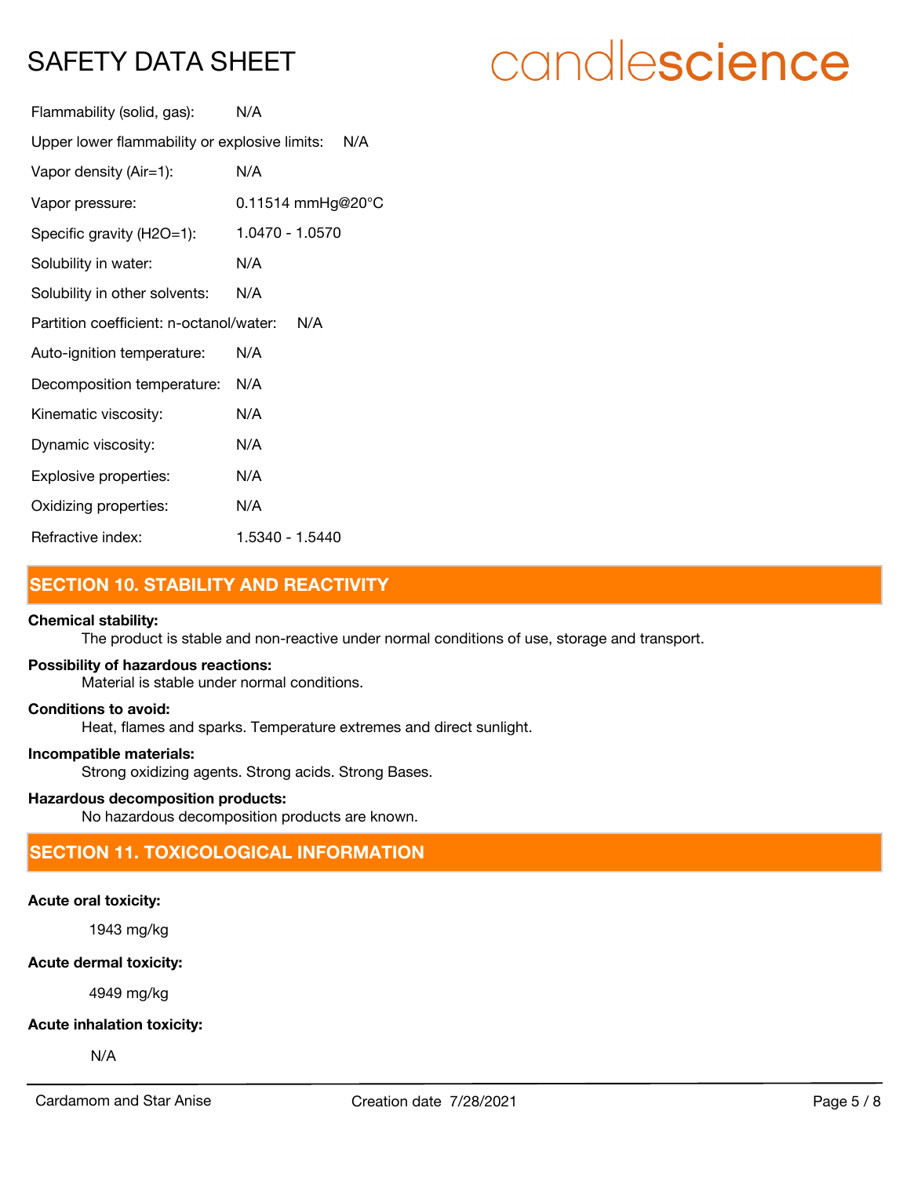Flammability (solid, gas): N/A

Upper lower flammability or explosive limits: N/A

Vapor density (Air=1): N/A

Vapor pressure: 0.11514 mmHg@20°C

Specific gravity (H2O=1): 1.0470 - 1.0570

Solubility in water: N/A

Solubility in other solvents: N/A

Partition coefficient: n-octanol/water: N/A

Auto-ignition temperature: N/A

Decomposition temperature: N/A

Kinematic viscosity: N/A

Dynamic viscosity: N/A

Explosive properties: N/A

Oxidizing properties: N/A

Refractive index: 1.5340 - 1.5440

## SECTION 10. STABILITY AND REACTIVITY

**Chemical stability:**

The product is stable and non-reactive under normal conditions of use, storage and transport.

**Possibility of hazardous reactions:**

Material is stable under normal conditions.

**Conditions to avoid:**

Heat, flames and sparks. Temperature extremes and direct sunlight.

**Incompatible materials:**

Strong oxidizing agents. Strong acids. Strong Bases.

**Hazardous decomposition products:**

No hazardous decomposition products are known.

## SECTION 11. TOXICOLOGICAL INFORMATION

**Acute oral toxicity:**

1943 mg/kg

**Acute dermal toxicity:**

4949 mg/kg

**Acute inhalation toxicity:**

N/A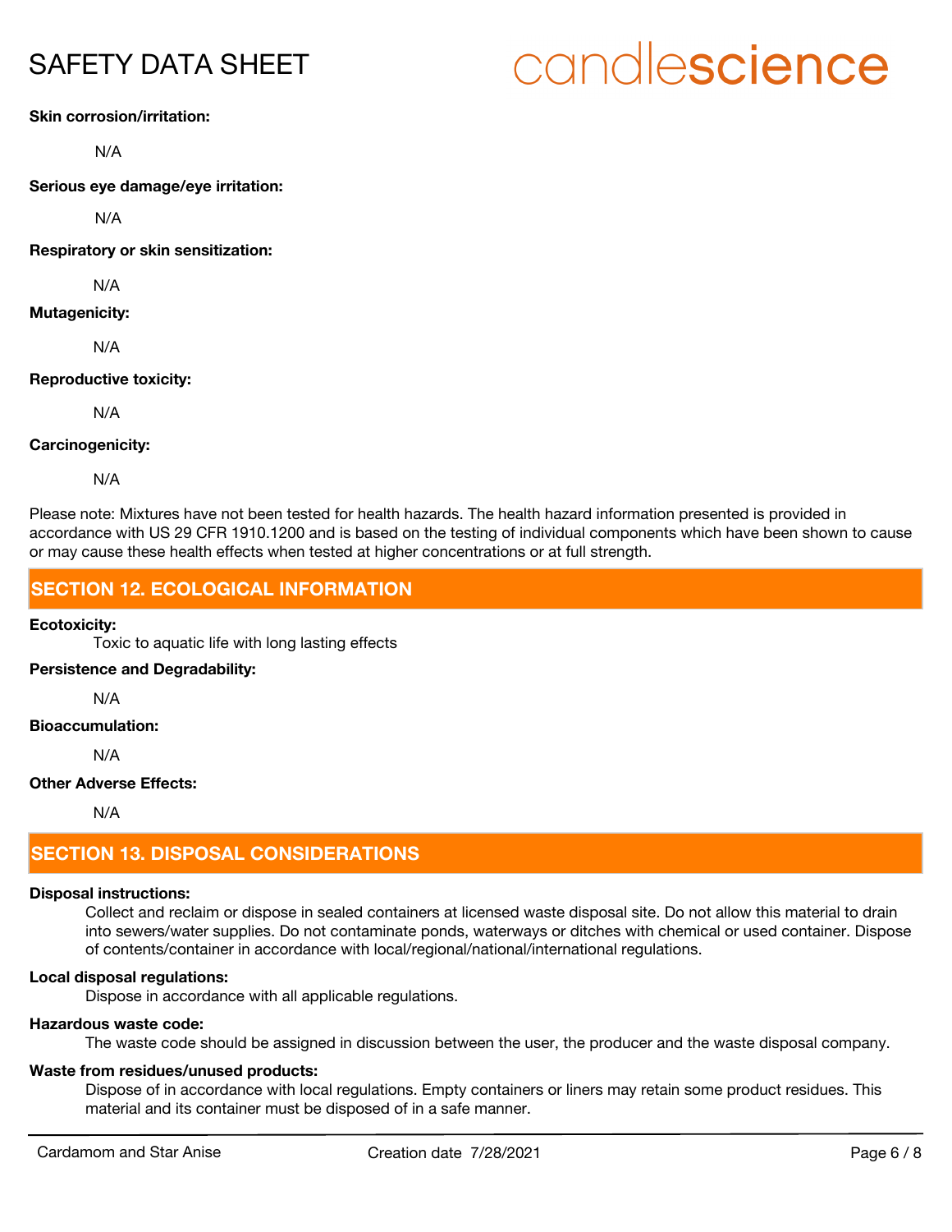**Skin corrosion/irritation:**

N/A

**Serious eye damage/eye irritation:**

N/A

**Respiratory or skin sensitization:**

N/A

**Mutagenicity:**

N/A

**Reproductive toxicity:**

N/A

**Carcinogenicity:**

N/A

Please note: Mixtures have not been tested for health hazards. The health hazard information presented is provided in accordance with US 29 CFR 1910.1200 and is based on the testing of individual components which have been shown to cause or may cause these health effects when tested at higher concentrations or at full strength.

## SECTION 12. ECOLOGICAL INFORMATION

**Ecotoxicity:**

Toxic to aquatic life with long lasting effects

**Persistence and Degradability:**

N/A

**Bioaccumulation:**

N/A

**Other Adverse Effects:**

N/A

## SECTION 13. DISPOSAL CONSIDERATIONS

**Disposal instructions:**

Collect and reclaim or dispose in sealed containers at licensed waste disposal site. Do not allow this material to drain into sewers/water supplies. Do not contaminate ponds, waterways or ditches with chemical or used container. Dispose of contents/container in accordance with local/regional/national/international regulations.

**Local disposal regulations:**

Dispose in accordance with all applicable regulations.

**Hazardous waste code:**

The waste code should be assigned in discussion between the user, the producer and the waste disposal company.

**Waste from residues/unused products:**

Dispose of in accordance with local regulations. Empty containers or liners may retain some product residues. This material and its container must be disposed of in a safe manner.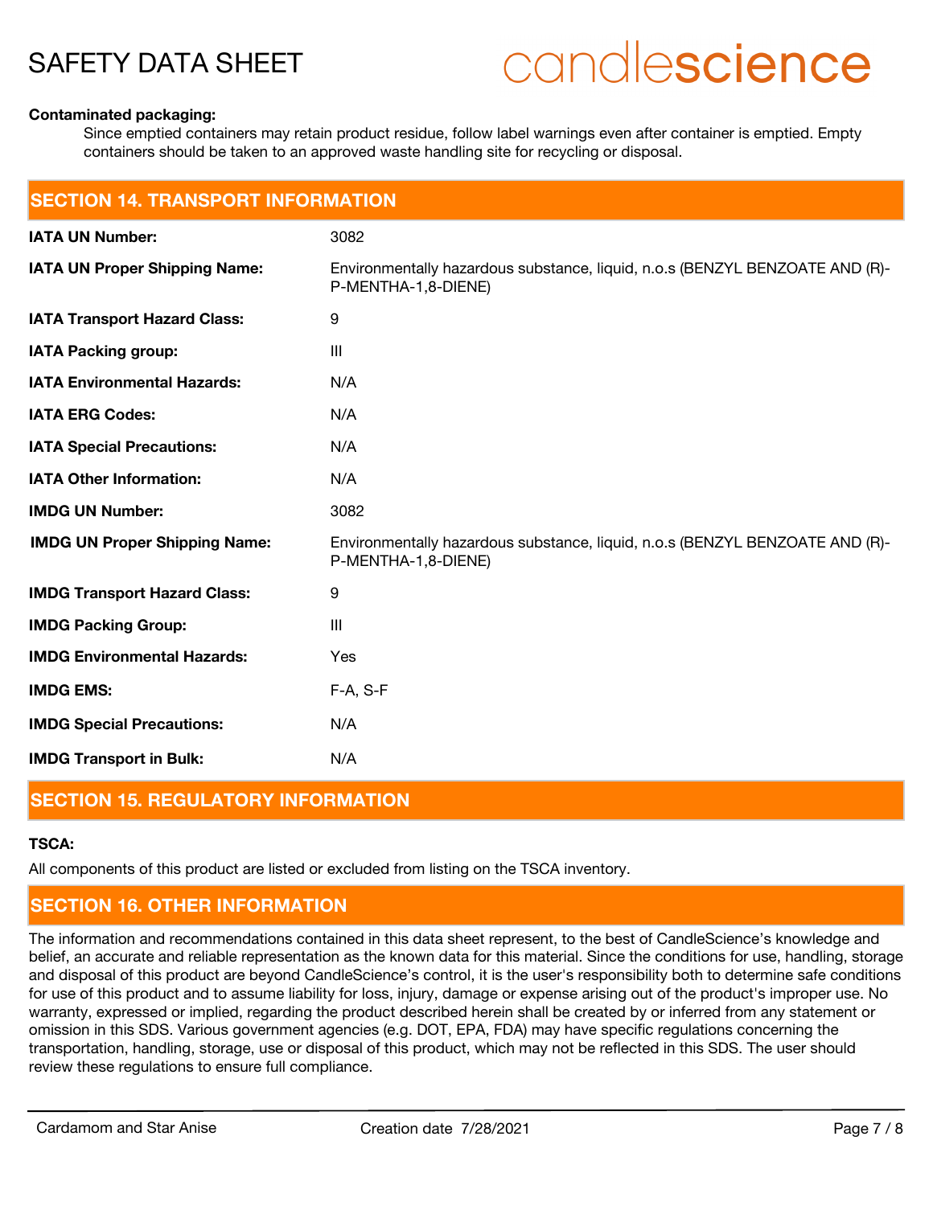**Contaminated packaging:**

Since emptied containers may retain product residue, follow label warnings even after container is emptied. Empty containers should be taken to an approved waste handling site for recycling or disposal.

## SECTION 14. TRANSPORT INFORMATION

| | |
|---|---|
| **IATA UN Number:** | 3082 |
| **IATA UN Proper Shipping Name:** | Environmentally hazardous substance, liquid, n.o.s (BENZYL BENZOATE AND (R)-P-MENTHA-1,8-DIENE) |
| **IATA Transport Hazard Class:** | 9 |
| **IATA Packing group:** | III |
| **IATA Environmental Hazards:** | N/A |
| **IATA ERG Codes:** | N/A |
| **IATA Special Precautions:** | N/A |
| **IATA Other Information:** | N/A |
| **IMDG UN Number:** | 3082 |
| **IMDG UN Proper Shipping Name:** | Environmentally hazardous substance, liquid, n.o.s (BENZYL BENZOATE AND (R)-P-MENTHA-1,8-DIENE) |
| **IMDG Transport Hazard Class:** | 9 |
| **IMDG Packing Group:** | III |
| **IMDG Environmental Hazards:** | Yes |
| **IMDG EMS:** | F-A, S-F |
| **IMDG Special Precautions:** | N/A |
| **IMDG Transport in Bulk:** | N/A |

## SECTION 15. REGULATORY INFORMATION

**TSCA:**

All components of this product are listed or excluded from listing on the TSCA inventory.

## SECTION 16. OTHER INFORMATION

The information and recommendations contained in this data sheet represent, to the best of CandleScience's knowledge and belief, an accurate and reliable representation as the known data for this material. Since the conditions for use, handling, storage and disposal of this product are beyond CandleScience's control, it is the user's responsibility both to determine safe conditions for use of this product and to assume liability for loss, injury, damage or expense arising out of the product's improper use. No warranty, expressed or implied, regarding the product described herein shall be created by or inferred from any statement or omission in this SDS. Various government agencies (e.g. DOT, EPA, FDA) may have specific regulations concerning the transportation, handling, storage, use or disposal of this product, which may not be reflected in this SDS. The user should review these regulations to ensure full compliance.